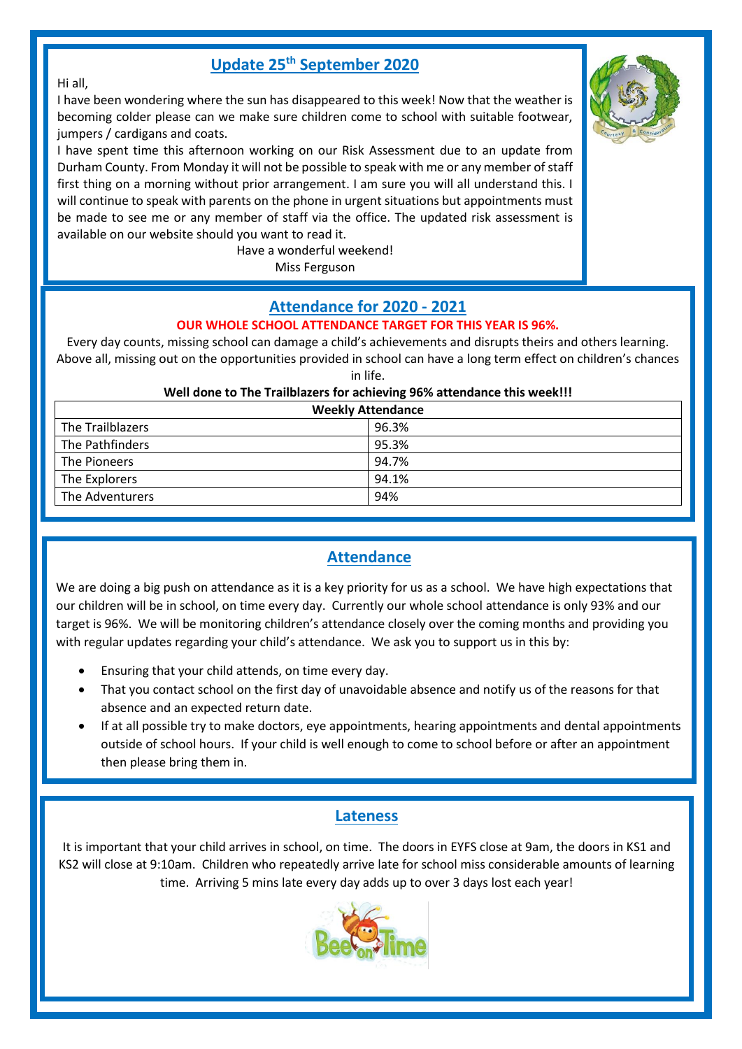## Update 25th September 2020

Hi all,

I have been wondering where the sun has disappeared to this week! Now that the weather is becoming colder please can we make sure children come to school with suitable footwear, jumpers / cardigans and coats.

I have spent time this afternoon working on our Risk Assessment due to an update from Durham County. From Monday it will not be possible to speak with me or any member of staff first thing on a morning without prior arrangement. I am sure you will all understand this. I will continue to speak with parents on the phone in urgent situations but appointments must be made to see me or any member of staff via the office. The updated risk assessment is available on our website should you want to read it.

Have a wonderful weekend!

Miss Ferguson

## Attendance for 2020 - 2021

**OUR WHOLE SCHOOL ATTENDANCE TARGET FOR THIS YEAR IS 96%.**

Every day counts, missing school can damage a child's achievements and disrupts theirs and others learning. Above all, missing out on the opportunities provided in school can have a long term effect on children's chances in life.

**Well done to The Trailblazers for achieving 96% attendance this week!!!**

| Weekly Attendance | |
|---|---|
| The Trailblazers | 96.3% |
| The Pathfinders | 95.3% |
| The Pioneers | 94.7% |
| The Explorers | 94.1% |
| The Adventurers | 94% |

## Attendance

We are doing a big push on attendance as it is a key priority for us as a school. We have high expectations that our children will be in school, on time every day. Currently our whole school attendance is only 93% and our target is 96%. We will be monitoring children's attendance closely over the coming months and providing you with regular updates regarding your child's attendance. We ask you to support us in this by:

- Ensuring that your child attends, on time every day.
- That you contact school on the first day of unavoidable absence and notify us of the reasons for that absence and an expected return date.
- If at all possible try to make doctors, eye appointments, hearing appointments and dental appointments outside of school hours. If your child is well enough to come to school before or after an appointment then please bring them in.

## Lateness

It is important that your child arrives in school, on time. The doors in EYFS close at 9am, the doors in KS1 and KS2 will close at 9:10am. Children who repeatedly arrive late for school miss considerable amounts of learning time. Arriving 5 mins late every day adds up to over 3 days lost each year!

Bee on Time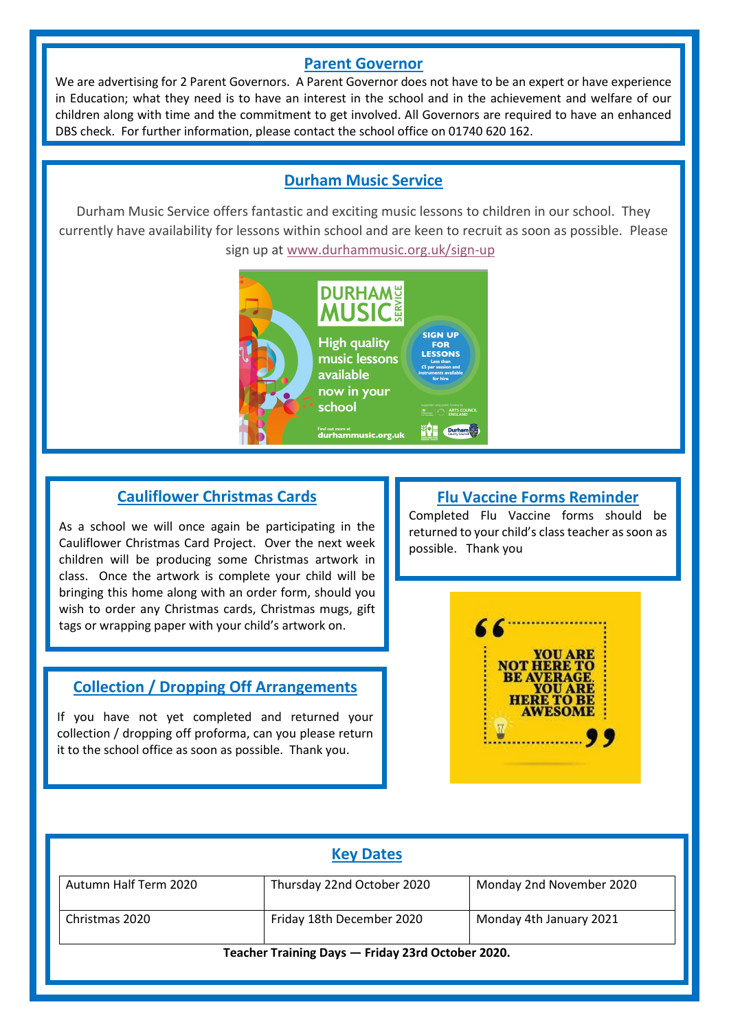## Parent Governor

We are advertising for 2 Parent Governors. A Parent Governor does not have to be an expert or have experience in Education; what they need is to have an interest in the school and in the achievement and welfare of our children along with time and the commitment to get involved. All Governors are required to have an enhanced DBS check. For further information, please contact the school office on 01740 620 162.

## Durham Music Service

Durham Music Service offers fantastic and exciting music lessons to children in our school. They currently have availability for lessons within school and are keen to recruit as soon as possible. Please sign up at www.durhammusic.org.uk/sign-up

## Cauliflower Christmas Cards

As a school we will once again be participating in the Cauliflower Christmas Card Project. Over the next week children will be producing some Christmas artwork in class. Once the artwork is complete your child will be bringing this home along with an order form, should you wish to order any Christmas cards, Christmas mugs, gift tags or wrapping paper with your child's artwork on.

## Flu Vaccine Forms Reminder

Completed Flu Vaccine forms should be returned to your child's class teacher as soon as possible. Thank you

## Collection / Dropping Off Arrangements

If you have not yet completed and returned your collection / dropping off proforma, can you please return it to the school office as soon as possible. Thank you.

## Key Dates

| | | |
|---|---|---|
| Autumn Half Term 2020 | Thursday 22nd October 2020 | Monday 2nd November 2020 |
| Christmas 2020 | Friday 18th December 2020 | Monday 4th January 2021 |

**Teacher Training Days — Friday 23rd October 2020.**